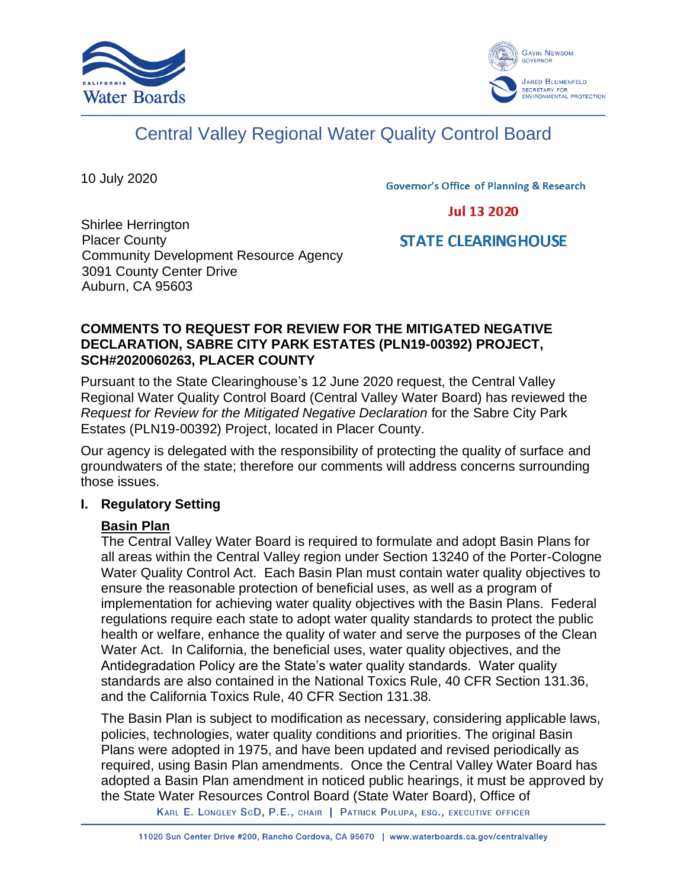# Central Valley Regional Water Quality Control Board

10 July 2020

Governor's Office of Planning & Research

Jul 13 2020

STATE CLEARINGHOUSE

Shirlee Herrington
Placer County
Community Development Resource Agency
3091 County Center Drive
Auburn, CA 95603

**COMMENTS TO REQUEST FOR REVIEW FOR THE MITIGATED NEGATIVE DECLARATION, SABRE CITY PARK ESTATES (PLN19-00392) PROJECT, SCH#2020060263, PLACER COUNTY**

Pursuant to the State Clearinghouse's 12 June 2020 request, the Central Valley Regional Water Quality Control Board (Central Valley Water Board) has reviewed the *Request for Review for the Mitigated Negative Declaration* for the Sabre City Park Estates (PLN19-00392) Project, located in Placer County.

Our agency is delegated with the responsibility of protecting the quality of surface and groundwaters of the state; therefore our comments will address concerns surrounding those issues.

## I. Regulatory Setting

### Basin Plan

The Central Valley Water Board is required to formulate and adopt Basin Plans for all areas within the Central Valley region under Section 13240 of the Porter-Cologne Water Quality Control Act. Each Basin Plan must contain water quality objectives to ensure the reasonable protection of beneficial uses, as well as a program of implementation for achieving water quality objectives with the Basin Plans. Federal regulations require each state to adopt water quality standards to protect the public health or welfare, enhance the quality of water and serve the purposes of the Clean Water Act. In California, the beneficial uses, water quality objectives, and the Antidegradation Policy are the State's water quality standards. Water quality standards are also contained in the National Toxics Rule, 40 CFR Section 131.36, and the California Toxics Rule, 40 CFR Section 131.38.

The Basin Plan is subject to modification as necessary, considering applicable laws, policies, technologies, water quality conditions and priorities. The original Basin Plans were adopted in 1975, and have been updated and revised periodically as required, using Basin Plan amendments. Once the Central Valley Water Board has adopted a Basin Plan amendment in noticed public hearings, it must be approved by the State Water Resources Control Board (State Water Board), Office of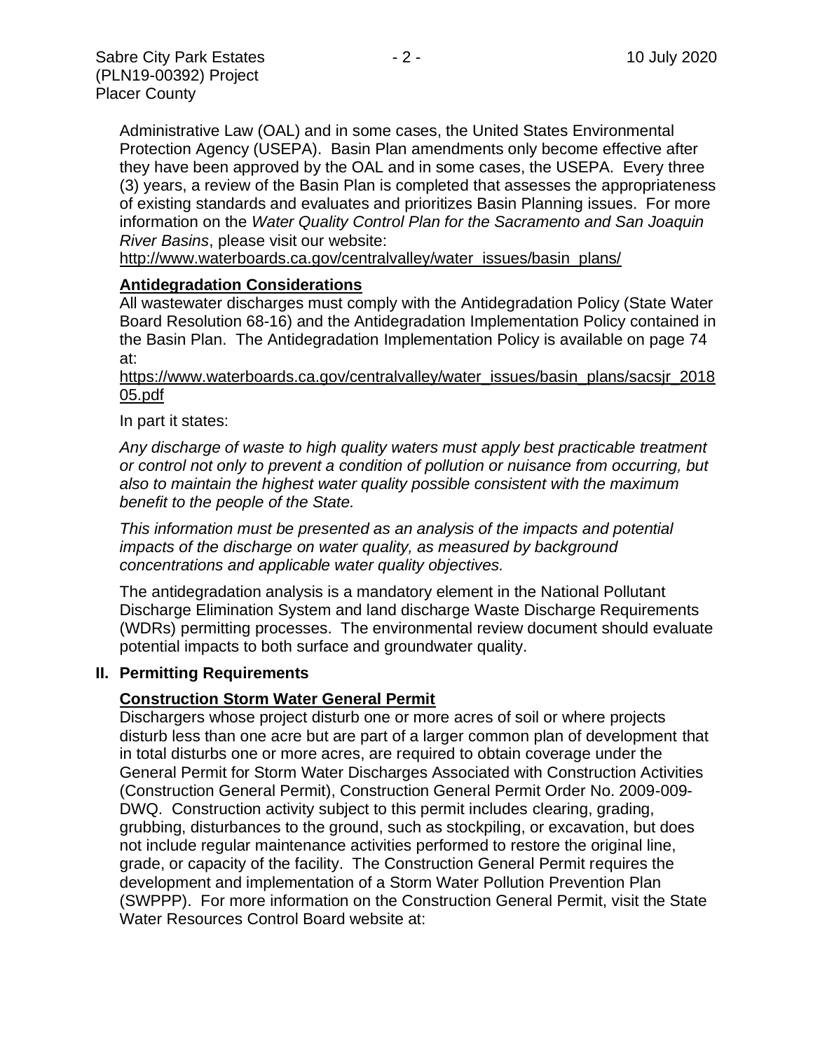Administrative Law (OAL) and in some cases, the United States Environmental Protection Agency (USEPA). Basin Plan amendments only become effective after they have been approved by the OAL and in some cases, the USEPA. Every three (3) years, a review of the Basin Plan is completed that assesses the appropriateness of existing standards and evaluates and prioritizes Basin Planning issues. For more information on the *Water Quality Control Plan for the Sacramento and San Joaquin River Basins*, please visit our website:
http://www.waterboards.ca.gov/centralvalley/water_issues/basin_plans/

**Antidegradation Considerations**

All wastewater discharges must comply with the Antidegradation Policy (State Water Board Resolution 68-16) and the Antidegradation Implementation Policy contained in the Basin Plan. The Antidegradation Implementation Policy is available on page 74 at:
https://www.waterboards.ca.gov/centralvalley/water_issues/basin_plans/sacsjr_201805.pdf

In part it states:

*Any discharge of waste to high quality waters must apply best practicable treatment or control not only to prevent a condition of pollution or nuisance from occurring, but also to maintain the highest water quality possible consistent with the maximum benefit to the people of the State.*

*This information must be presented as an analysis of the impacts and potential impacts of the discharge on water quality, as measured by background concentrations and applicable water quality objectives.*

The antidegradation analysis is a mandatory element in the National Pollutant Discharge Elimination System and land discharge Waste Discharge Requirements (WDRs) permitting processes. The environmental review document should evaluate potential impacts to both surface and groundwater quality.

## II. Permitting Requirements

**Construction Storm Water General Permit**

Dischargers whose project disturb one or more acres of soil or where projects disturb less than one acre but are part of a larger common plan of development that in total disturbs one or more acres, are required to obtain coverage under the General Permit for Storm Water Discharges Associated with Construction Activities (Construction General Permit), Construction General Permit Order No. 2009-009-DWQ. Construction activity subject to this permit includes clearing, grading, grubbing, disturbances to the ground, such as stockpiling, or excavation, but does not include regular maintenance activities performed to restore the original line, grade, or capacity of the facility. The Construction General Permit requires the development and implementation of a Storm Water Pollution Prevention Plan (SWPPP). For more information on the Construction General Permit, visit the State Water Resources Control Board website at: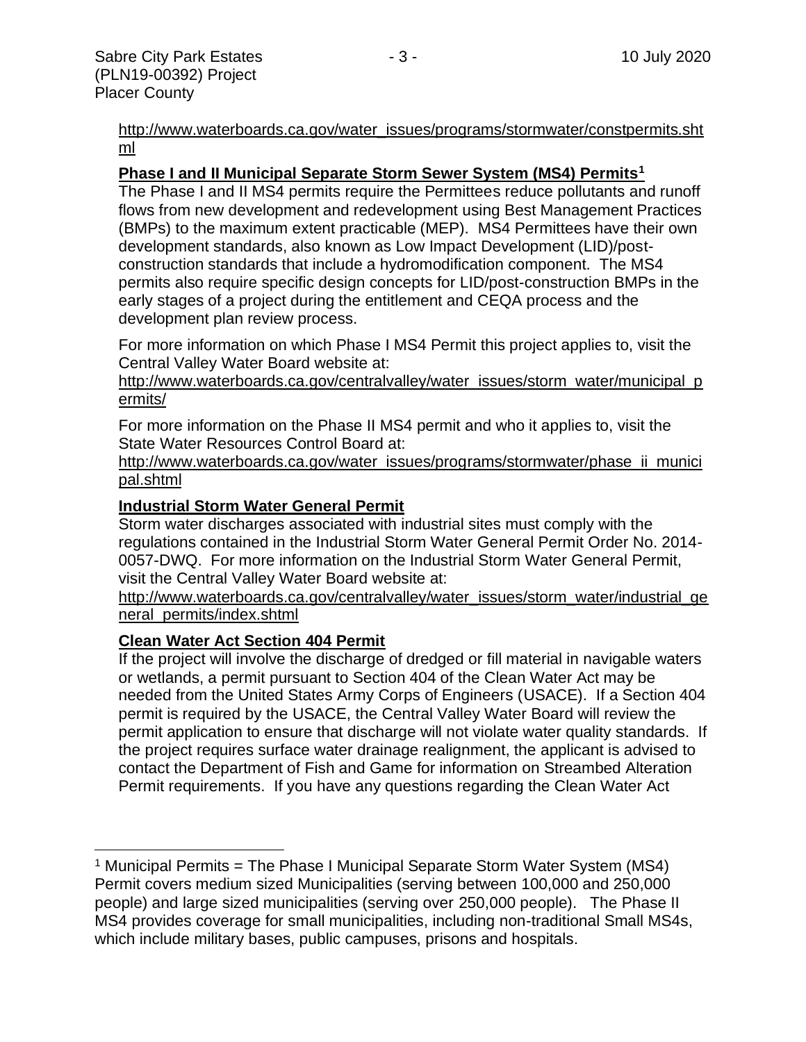http://www.waterboards.ca.gov/water_issues/programs/stormwater/constpermits.shtml

**Phase I and II Municipal Separate Storm Sewer System (MS4) Permits[1]**

The Phase I and II MS4 permits require the Permittees reduce pollutants and runoff flows from new development and redevelopment using Best Management Practices (BMPs) to the maximum extent practicable (MEP). MS4 Permittees have their own development standards, also known as Low Impact Development (LID)/post-construction standards that include a hydromodification component. The MS4 permits also require specific design concepts for LID/post-construction BMPs in the early stages of a project during the entitlement and CEQA process and the development plan review process.

For more information on which Phase I MS4 Permit this project applies to, visit the Central Valley Water Board website at:
http://www.waterboards.ca.gov/centralvalley/water_issues/storm_water/municipal_permits/

For more information on the Phase II MS4 permit and who it applies to, visit the State Water Resources Control Board at:
http://www.waterboards.ca.gov/water_issues/programs/stormwater/phase_ii_municipal.shtml

**Industrial Storm Water General Permit**

Storm water discharges associated with industrial sites must comply with the regulations contained in the Industrial Storm Water General Permit Order No. 2014-0057-DWQ. For more information on the Industrial Storm Water General Permit, visit the Central Valley Water Board website at:
http://www.waterboards.ca.gov/centralvalley/water_issues/storm_water/industrial_general_permits/index.shtml

**Clean Water Act Section 404 Permit**

If the project will involve the discharge of dredged or fill material in navigable waters or wetlands, a permit pursuant to Section 404 of the Clean Water Act may be needed from the United States Army Corps of Engineers (USACE). If a Section 404 permit is required by the USACE, the Central Valley Water Board will review the permit application to ensure that discharge will not violate water quality standards. If the project requires surface water drainage realignment, the applicant is advised to contact the Department of Fish and Game for information on Streambed Alteration Permit requirements. If you have any questions regarding the Clean Water Act

---

[1] Municipal Permits = The Phase I Municipal Separate Storm Water System (MS4) Permit covers medium sized Municipalities (serving between 100,000 and 250,000 people) and large sized municipalities (serving over 250,000 people). The Phase II MS4 provides coverage for small municipalities, including non-traditional Small MS4s, which include military bases, public campuses, prisons and hospitals.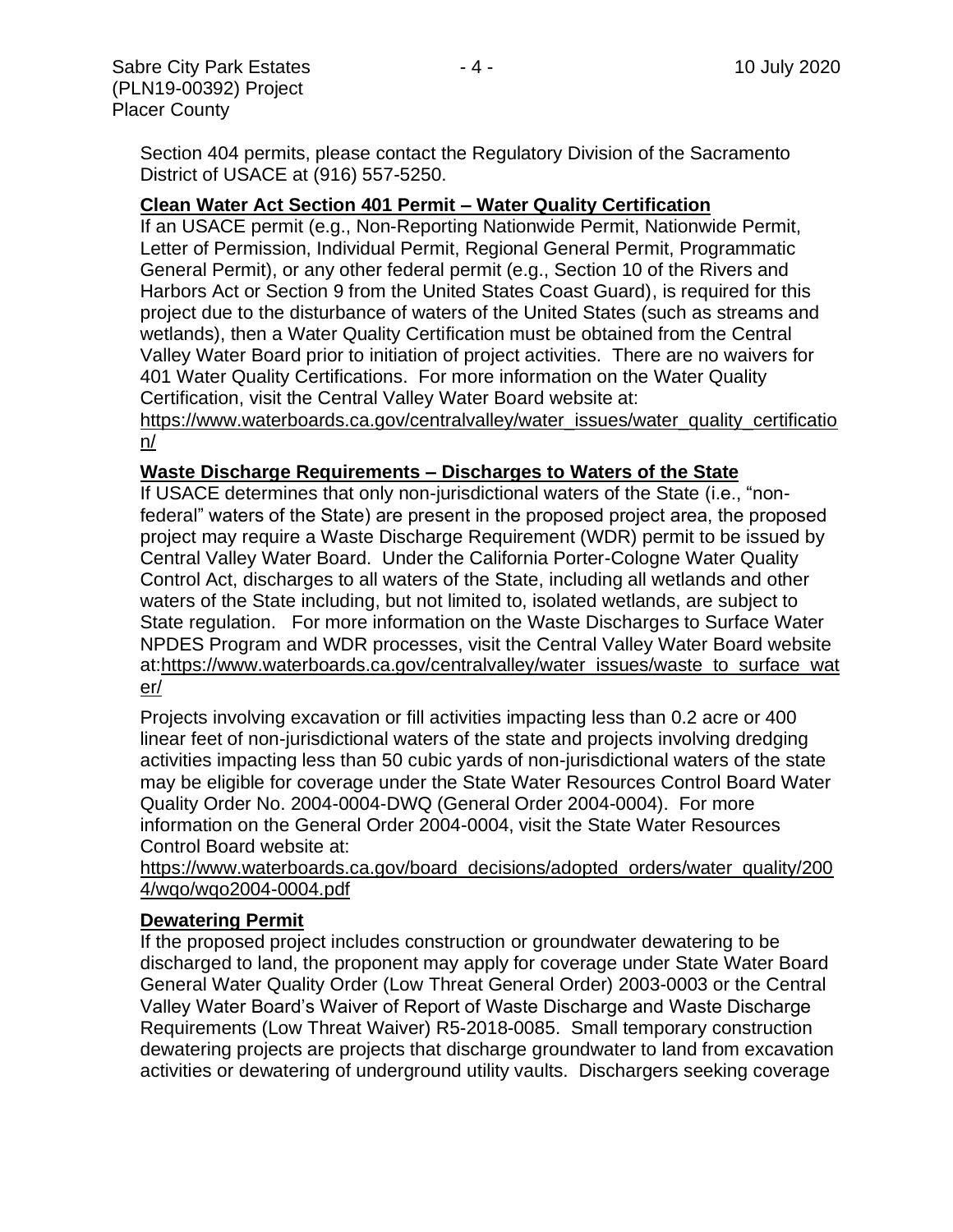Section 404 permits, please contact the Regulatory Division of the Sacramento District of USACE at (916) 557-5250.

**Clean Water Act Section 401 Permit – Water Quality Certification**

If an USACE permit (e.g., Non-Reporting Nationwide Permit, Nationwide Permit, Letter of Permission, Individual Permit, Regional General Permit, Programmatic General Permit), or any other federal permit (e.g., Section 10 of the Rivers and Harbors Act or Section 9 from the United States Coast Guard), is required for this project due to the disturbance of waters of the United States (such as streams and wetlands), then a Water Quality Certification must be obtained from the Central Valley Water Board prior to initiation of project activities. There are no waivers for 401 Water Quality Certifications. For more information on the Water Quality Certification, visit the Central Valley Water Board website at: https://www.waterboards.ca.gov/centralvalley/water_issues/water_quality_certification/

**Waste Discharge Requirements – Discharges to Waters of the State**

If USACE determines that only non-jurisdictional waters of the State (i.e., "non-federal" waters of the State) are present in the proposed project area, the proposed project may require a Waste Discharge Requirement (WDR) permit to be issued by Central Valley Water Board. Under the California Porter-Cologne Water Quality Control Act, discharges to all waters of the State, including all wetlands and other waters of the State including, but not limited to, isolated wetlands, are subject to State regulation. For more information on the Waste Discharges to Surface Water NPDES Program and WDR processes, visit the Central Valley Water Board website at: https://www.waterboards.ca.gov/centralvalley/water_issues/waste_to_surface_water/

Projects involving excavation or fill activities impacting less than 0.2 acre or 400 linear feet of non-jurisdictional waters of the state and projects involving dredging activities impacting less than 50 cubic yards of non-jurisdictional waters of the state may be eligible for coverage under the State Water Resources Control Board Water Quality Order No. 2004-0004-DWQ (General Order 2004-0004). For more information on the General Order 2004-0004, visit the State Water Resources Control Board website at: https://www.waterboards.ca.gov/board_decisions/adopted_orders/water_quality/2004/wqo/wqo2004-0004.pdf

**Dewatering Permit**

If the proposed project includes construction or groundwater dewatering to be discharged to land, the proponent may apply for coverage under State Water Board General Water Quality Order (Low Threat General Order) 2003-0003 or the Central Valley Water Board's Waiver of Report of Waste Discharge and Waste Discharge Requirements (Low Threat Waiver) R5-2018-0085. Small temporary construction dewatering projects are projects that discharge groundwater to land from excavation activities or dewatering of underground utility vaults. Dischargers seeking coverage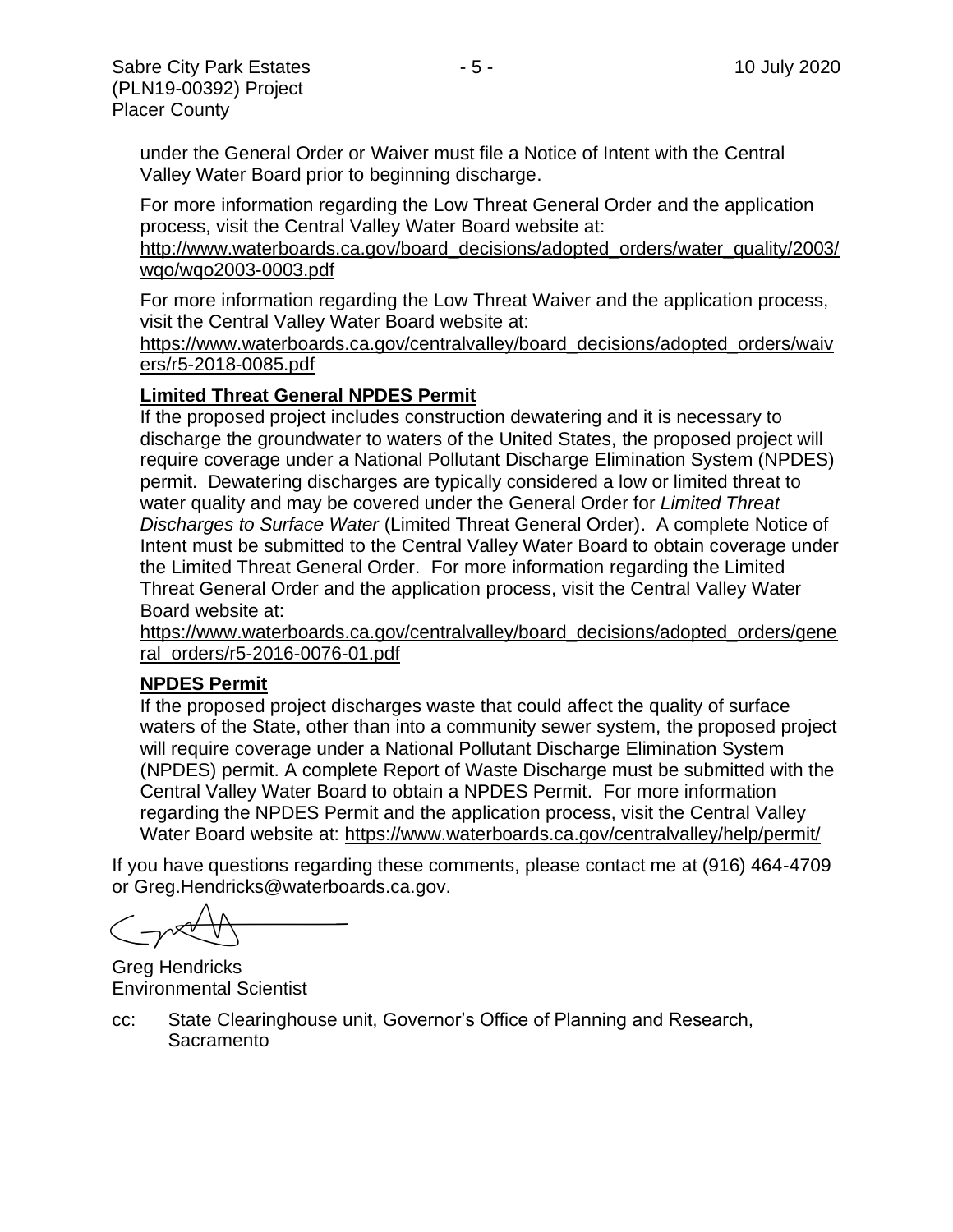under the General Order or Waiver must file a Notice of Intent with the Central Valley Water Board prior to beginning discharge.

For more information regarding the Low Threat General Order and the application process, visit the Central Valley Water Board website at: http://www.waterboards.ca.gov/board_decisions/adopted_orders/water_quality/2003/wqo/wqo2003-0003.pdf

For more information regarding the Low Threat Waiver and the application process, visit the Central Valley Water Board website at: https://www.waterboards.ca.gov/centralvalley/board_decisions/adopted_orders/waivers/r5-2018-0085.pdf

**Limited Threat General NPDES Permit**

If the proposed project includes construction dewatering and it is necessary to discharge the groundwater to waters of the United States, the proposed project will require coverage under a National Pollutant Discharge Elimination System (NPDES) permit. Dewatering discharges are typically considered a low or limited threat to water quality and may be covered under the General Order for *Limited Threat Discharges to Surface Water* (Limited Threat General Order). A complete Notice of Intent must be submitted to the Central Valley Water Board to obtain coverage under the Limited Threat General Order. For more information regarding the Limited Threat General Order and the application process, visit the Central Valley Water Board website at: https://www.waterboards.ca.gov/centralvalley/board_decisions/adopted_orders/general_orders/r5-2016-0076-01.pdf

**NPDES Permit**

If the proposed project discharges waste that could affect the quality of surface waters of the State, other than into a community sewer system, the proposed project will require coverage under a National Pollutant Discharge Elimination System (NPDES) permit. A complete Report of Waste Discharge must be submitted with the Central Valley Water Board to obtain a NPDES Permit. For more information regarding the NPDES Permit and the application process, visit the Central Valley Water Board website at: https://www.waterboards.ca.gov/centralvalley/help/permit/

If you have questions regarding these comments, please contact me at (916) 464-4709 or Greg.Hendricks@waterboards.ca.gov.

Greg Hendricks
Environmental Scientist

cc: State Clearinghouse unit, Governor's Office of Planning and Research, Sacramento